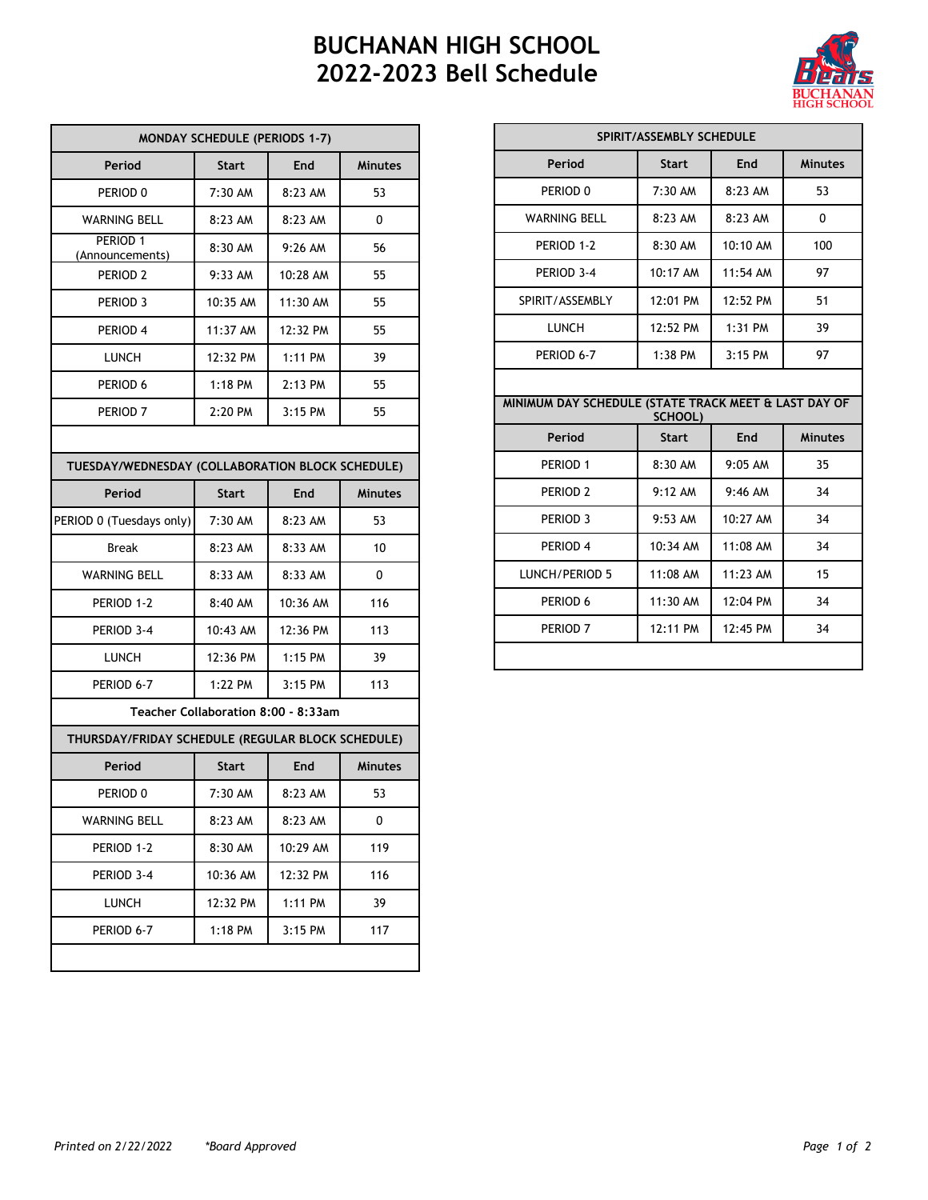# BUCHANAN HIGH SCHOOL
# 2022-2023 Bell Schedule

| MONDAY SCHEDULE (PERIODS 1-7) | | | |
|---|---|---|---|
| Period | Start | End | Minutes |
| PERIOD 0 | 7:30 AM | 8:23 AM | 53 |
| WARNING BELL | 8:23 AM | 8:23 AM | 0 |
| PERIOD 1 (Announcements) | 8:30 AM | 9:26 AM | 56 |
| PERIOD 2 | 9:33 AM | 10:28 AM | 55 |
| PERIOD 3 | 10:35 AM | 11:30 AM | 55 |
| PERIOD 4 | 11:37 AM | 12:32 PM | 55 |
| LUNCH | 12:32 PM | 1:11 PM | 39 |
| PERIOD 6 | 1:18 PM | 2:13 PM | 55 |
| PERIOD 7 | 2:20 PM | 3:15 PM | 55 |

| TUESDAY/WEDNESDAY (COLLABORATION BLOCK SCHEDULE) | | | |
|---|---|---|---|
| Period | Start | End | Minutes |
| PERIOD 0 (Tuesdays only) | 7:30 AM | 8:23 AM | 53 |
| Break | 8:23 AM | 8:33 AM | 10 |
| WARNING BELL | 8:33 AM | 8:33 AM | 0 |
| PERIOD 1-2 | 8:40 AM | 10:36 AM | 116 |
| PERIOD 3-4 | 10:43 AM | 12:36 PM | 113 |
| LUNCH | 12:36 PM | 1:15 PM | 39 |
| PERIOD 6-7 | 1:22 PM | 3:15 PM | 113 |
| Teacher Collaboration 8:00 - 8:33am | | | |

| THURSDAY/FRIDAY SCHEDULE (REGULAR BLOCK SCHEDULE) | | | |
|---|---|---|---|
| Period | Start | End | Minutes |
| PERIOD 0 | 7:30 AM | 8:23 AM | 53 |
| WARNING BELL | 8:23 AM | 8:23 AM | 0 |
| PERIOD 1-2 | 8:30 AM | 10:29 AM | 119 |
| PERIOD 3-4 | 10:36 AM | 12:32 PM | 116 |
| LUNCH | 12:32 PM | 1:11 PM | 39 |
| PERIOD 6-7 | 1:18 PM | 3:15 PM | 117 |

| SPIRIT/ASSEMBLY SCHEDULE | | | |
|---|---|---|---|
| Period | Start | End | Minutes |
| PERIOD 0 | 7:30 AM | 8:23 AM | 53 |
| WARNING BELL | 8:23 AM | 8:23 AM | 0 |
| PERIOD 1-2 | 8:30 AM | 10:10 AM | 100 |
| PERIOD 3-4 | 10:17 AM | 11:54 AM | 97 |
| SPIRIT/ASSEMBLY | 12:01 PM | 12:52 PM | 51 |
| LUNCH | 12:52 PM | 1:31 PM | 39 |
| PERIOD 6-7 | 1:38 PM | 3:15 PM | 97 |

| MINIMUM DAY SCHEDULE (STATE TRACK MEET & LAST DAY OF SCHOOL) | | | |
|---|---|---|---|
| Period | Start | End | Minutes |
| PERIOD 1 | 8:30 AM | 9:05 AM | 35 |
| PERIOD 2 | 9:12 AM | 9:46 AM | 34 |
| PERIOD 3 | 9:53 AM | 10:27 AM | 34 |
| PERIOD 4 | 10:34 AM | 11:08 AM | 34 |
| LUNCH/PERIOD 5 | 11:08 AM | 11:23 AM | 15 |
| PERIOD 6 | 11:30 AM | 12:04 PM | 34 |
| PERIOD 7 | 12:11 PM | 12:45 PM | 34 |

*Printed on 2/22/2022* *\*Board Approved*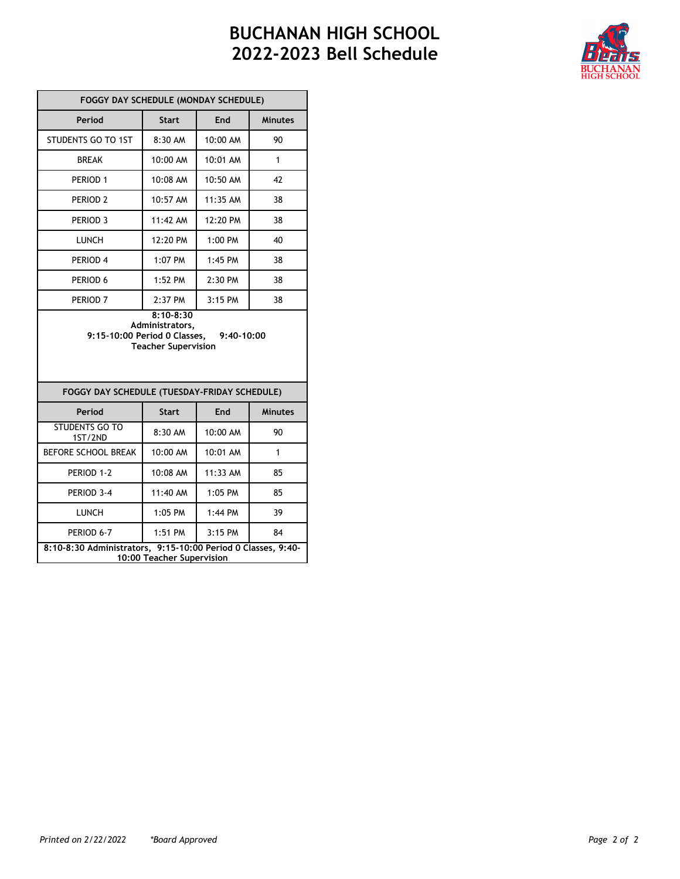# BUCHANAN HIGH SCHOOL
# 2022-2023 Bell Schedule

| FOGGY DAY SCHEDULE (MONDAY SCHEDULE) | | | |
|---|---|---|---|
| **Period** | **Start** | **End** | **Minutes** |
| STUDENTS GO TO 1ST | 8:30 AM | 10:00 AM | 90 |
| BREAK | 10:00 AM | 10:01 AM | 1 |
| PERIOD 1 | 10:08 AM | 10:50 AM | 42 |
| PERIOD 2 | 10:57 AM | 11:35 AM | 38 |
| PERIOD 3 | 11:42 AM | 12:20 PM | 38 |
| LUNCH | 12:20 PM | 1:00 PM | 40 |
| PERIOD 4 | 1:07 PM | 1:45 PM | 38 |
| PERIOD 6 | 1:52 PM | 2:30 PM | 38 |
| PERIOD 7 | 2:37 PM | 3:15 PM | 38 |

**8:10-8:30 Administrators, 9:15-10:00 Period 0 Classes, 9:40-10:00 Teacher Supervision**

| FOGGY DAY SCHEDULE (TUESDAY-FRIDAY SCHEDULE) | | | |
|---|---|---|---|
| **Period** | **Start** | **End** | **Minutes** |
| STUDENTS GO TO 1ST/2ND | 8:30 AM | 10:00 AM | 90 |
| BEFORE SCHOOL BREAK | 10:00 AM | 10:01 AM | 1 |
| PERIOD 1-2 | 10:08 AM | 11:33 AM | 85 |
| PERIOD 3-4 | 11:40 AM | 1:05 PM | 85 |
| LUNCH | 1:05 PM | 1:44 PM | 39 |
| PERIOD 6-7 | 1:51 PM | 3:15 PM | 84 |

**8:10-8:30 Administrators, 9:15-10:00 Period 0 Classes, 9:40-10:00 Teacher Supervision**

*Printed on 2/22/2022* *\*Board Approved*